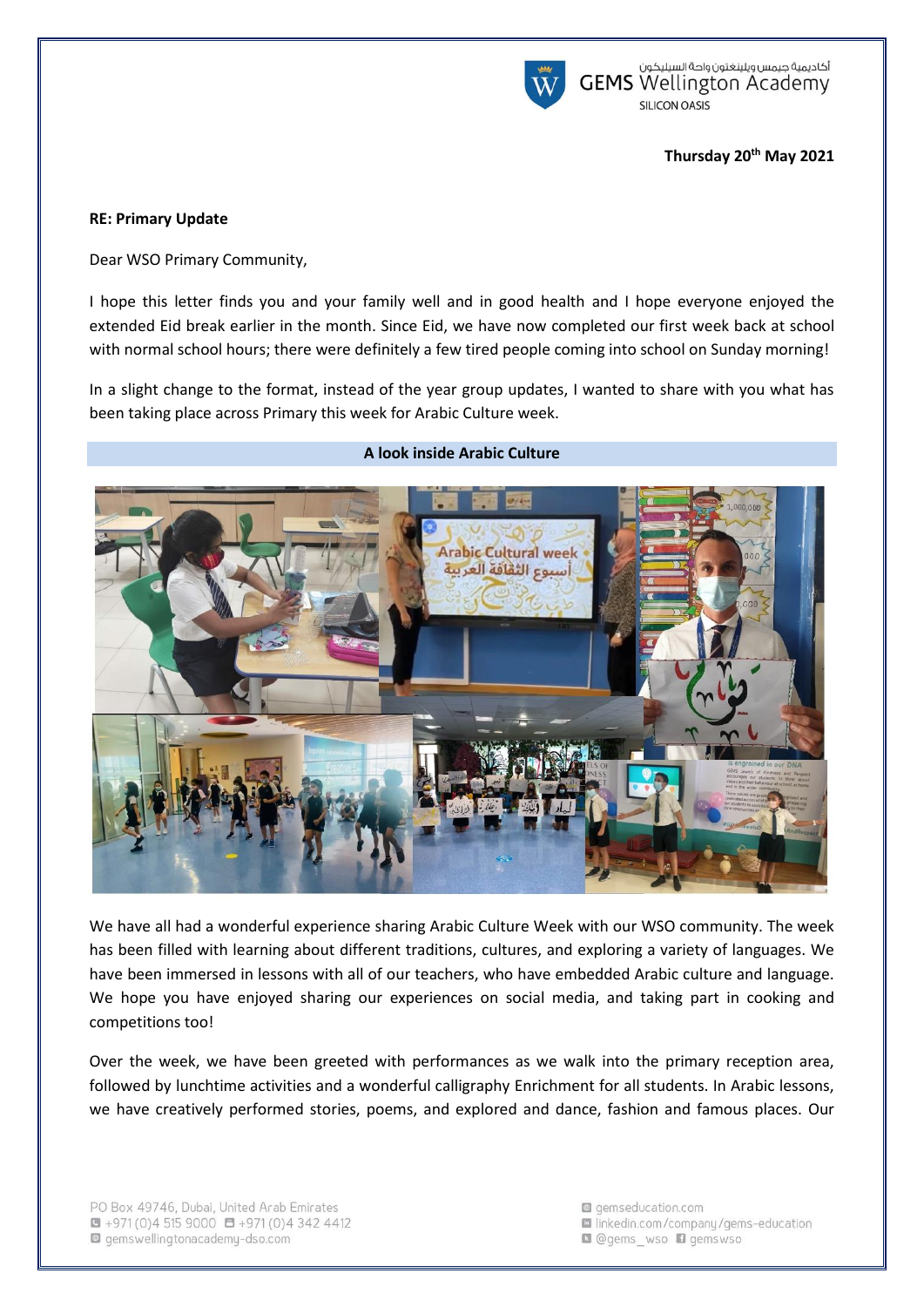**Thursday 20th May 2021**

**RE: Primary Update**

Dear WSO Primary Community,

I hope this letter finds you and your family well and in good health and I hope everyone enjoyed the extended Eid break earlier in the month. Since Eid, we have now completed our first week back at school with normal school hours; there were definitely a few tired people coming into school on Sunday morning!

In a slight change to the format, instead of the year group updates, I wanted to share with you what has been taking place across Primary this week for Arabic Culture week.

**A look inside Arabic Culture**

We have all had a wonderful experience sharing Arabic Culture Week with our WSO community. The week has been filled with learning about different traditions, cultures, and exploring a variety of languages. We have been immersed in lessons with all of our teachers, who have embedded Arabic culture and language. We hope you have enjoyed sharing our experiences on social media, and taking part in cooking and competitions too!

Over the week, we have been greeted with performances as we walk into the primary reception area, followed by lunchtime activities and a wonderful calligraphy Enrichment for all students. In Arabic lessons, we have creatively performed stories, poems, and explored and dance, fashion and famous places. Our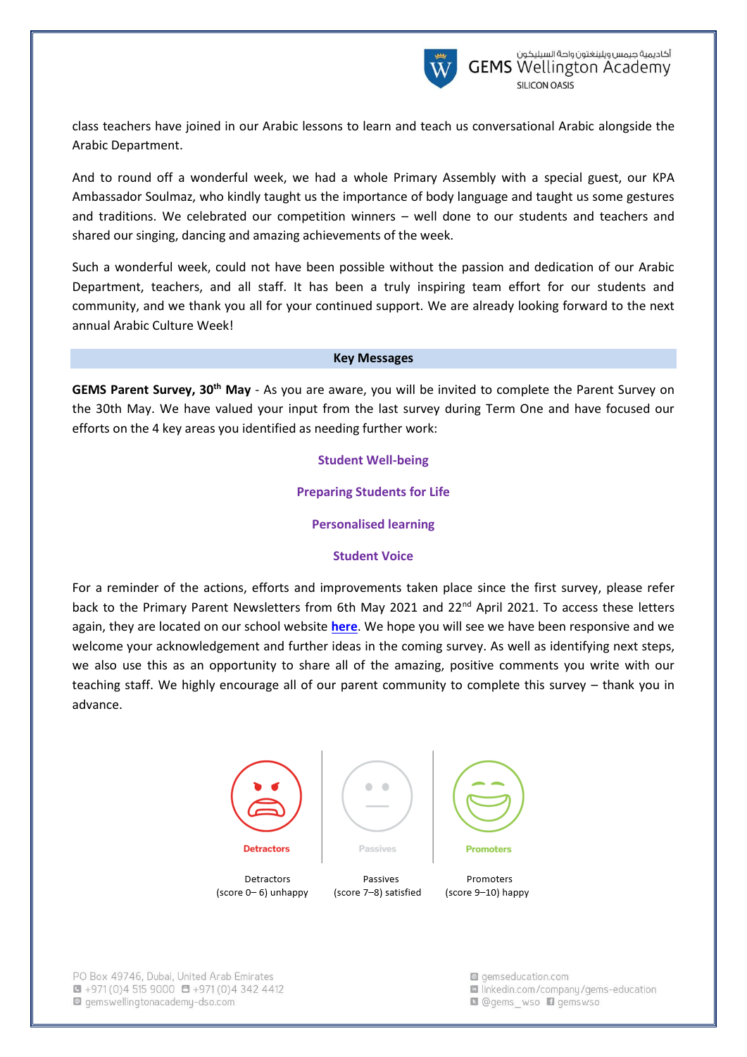class teachers have joined in our Arabic lessons to learn and teach us conversational Arabic alongside the Arabic Department.

And to round off a wonderful week, we had a whole Primary Assembly with a special guest, our KPA Ambassador Soulmaz, who kindly taught us the importance of body language and taught us some gestures and traditions. We celebrated our competition winners – well done to our students and teachers and shared our singing, dancing and amazing achievements of the week.

Such a wonderful week, could not have been possible without the passion and dedication of our Arabic Department, teachers, and all staff. It has been a truly inspiring team effort for our students and community, and we thank you all for your continued support. We are already looking forward to the next annual Arabic Culture Week!

## Key Messages

**GEMS Parent Survey, 30th May** - As you are aware, you will be invited to complete the Parent Survey on the 30th May. We have valued your input from the last survey during Term One and have focused our efforts on the 4 key areas you identified as needing further work:

**Student Well-being**

**Preparing Students for Life**

**Personalised learning**

**Student Voice**

For a reminder of the actions, efforts and improvements taken place since the first survey, please refer back to the Primary Parent Newsletters from 6th May 2021 and 22nd April 2021. To access these letters again, they are located on our school website **here**. We hope you will see we have been responsive and we welcome your acknowledgement and further ideas in the coming survey. As well as identifying next steps, we also use this as an opportunity to share all of the amazing, positive comments you write with our teaching staff. We highly encourage all of our parent community to complete this survey – thank you in advance.

Detractors
(score 0– 6) unhappy

Passives
(score 7–8) satisfied

Promoters
(score 9–10) happy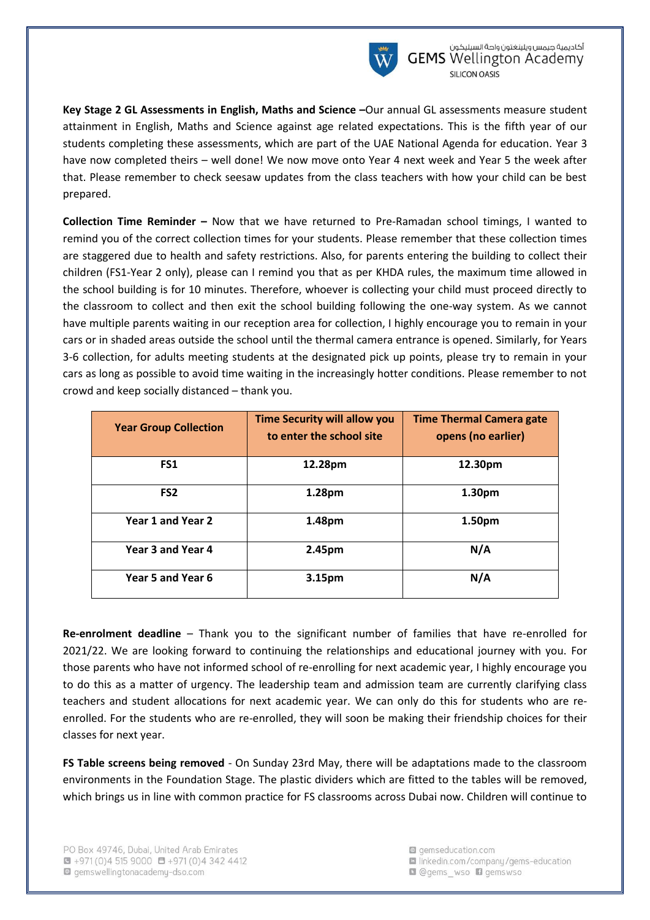**Key Stage 2 GL Assessments in English, Maths and Science –**Our annual GL assessments measure student attainment in English, Maths and Science against age related expectations. This is the fifth year of our students completing these assessments, which are part of the UAE National Agenda for education. Year 3 have now completed theirs – well done! We now move onto Year 4 next week and Year 5 the week after that. Please remember to check seesaw updates from the class teachers with how your child can be best prepared.

**Collection Time Reminder –** Now that we have returned to Pre-Ramadan school timings, I wanted to remind you of the correct collection times for your students. Please remember that these collection times are staggered due to health and safety restrictions. Also, for parents entering the building to collect their children (FS1-Year 2 only), please can I remind you that as per KHDA rules, the maximum time allowed in the school building is for 10 minutes. Therefore, whoever is collecting your child must proceed directly to the classroom to collect and then exit the school building following the one-way system. As we cannot have multiple parents waiting in our reception area for collection, I highly encourage you to remain in your cars or in shaded areas outside the school until the thermal camera entrance is opened. Similarly, for Years 3-6 collection, for adults meeting students at the designated pick up points, please try to remain in your cars as long as possible to avoid time waiting in the increasingly hotter conditions. Please remember to not crowd and keep socially distanced – thank you.

| Year Group Collection | Time Security will allow you to enter the school site | Time Thermal Camera gate opens (no earlier) |
|---|---|---|
| FS1 | 12.28pm | 12.30pm |
| FS2 | 1.28pm | 1.30pm |
| Year 1 and Year 2 | 1.48pm | 1.50pm |
| Year 3 and Year 4 | 2.45pm | N/A |
| Year 5 and Year 6 | 3.15pm | N/A |

**Re-enrolment deadline** – Thank you to the significant number of families that have re-enrolled for 2021/22. We are looking forward to continuing the relationships and educational journey with you. For those parents who have not informed school of re-enrolling for next academic year, I highly encourage you to do this as a matter of urgency. The leadership team and admission team are currently clarifying class teachers and student allocations for next academic year. We can only do this for students who are re-enrolled. For the students who are re-enrolled, they will soon be making their friendship choices for their classes for next year.

**FS Table screens being removed** - On Sunday 23rd May, there will be adaptations made to the classroom environments in the Foundation Stage. The plastic dividers which are fitted to the tables will be removed, which brings us in line with common practice for FS classrooms across Dubai now. Children will continue to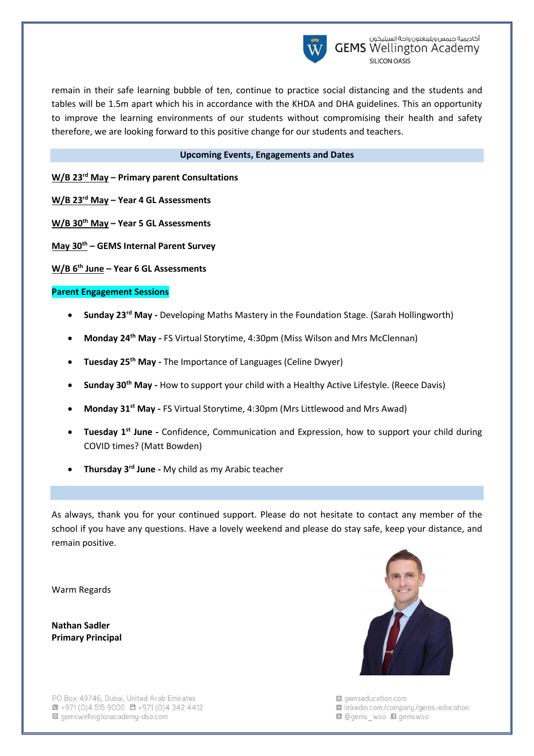remain in their safe learning bubble of ten, continue to practice social distancing and the students and tables will be 1.5m apart which his in accordance with the KHDA and DHA guidelines. This an opportunity to improve the learning environments of our students without compromising their health and safety therefore, we are looking forward to this positive change for our students and teachers.

## Upcoming Events, Engagements and Dates

**W/B 23rd May – Primary parent Consultations**

**W/B 23rd May – Year 4 GL Assessments**

**W/B 30th May – Year 5 GL Assessments**

**May 30th – GEMS Internal Parent Survey**

**W/B 6th June – Year 6 GL Assessments**

**Parent Engagement Sessions**

- **Sunday 23rd May -** Developing Maths Mastery in the Foundation Stage. (Sarah Hollingworth)
- **Monday 24th May -** FS Virtual Storytime, 4:30pm (Miss Wilson and Mrs McClennan)
- **Tuesday 25th May -** The Importance of Languages (Celine Dwyer)
- **Sunday 30th May -** How to support your child with a Healthy Active Lifestyle. (Reece Davis)
- **Monday 31st May -** FS Virtual Storytime, 4:30pm (Mrs Littlewood and Mrs Awad)
- **Tuesday 1st June -** Confidence, Communication and Expression, how to support your child during COVID times? (Matt Bowden)
- **Thursday 3rd June -** My child as my Arabic teacher

As always, thank you for your continued support. Please do not hesitate to contact any member of the school if you have any questions. Have a lovely weekend and please do stay safe, keep your distance, and remain positive.

Warm Regards

**Nathan Sadler**
**Primary Principal**

PO Box 49746, Dubai, United Arab Emirates
+971 (0)4 515 9000 +971 (0)4 342 4412
gemswellingtonacademy-dso.com

gemseducation.com
linkedin.com/company/gems-education
@gems_wso gemswso